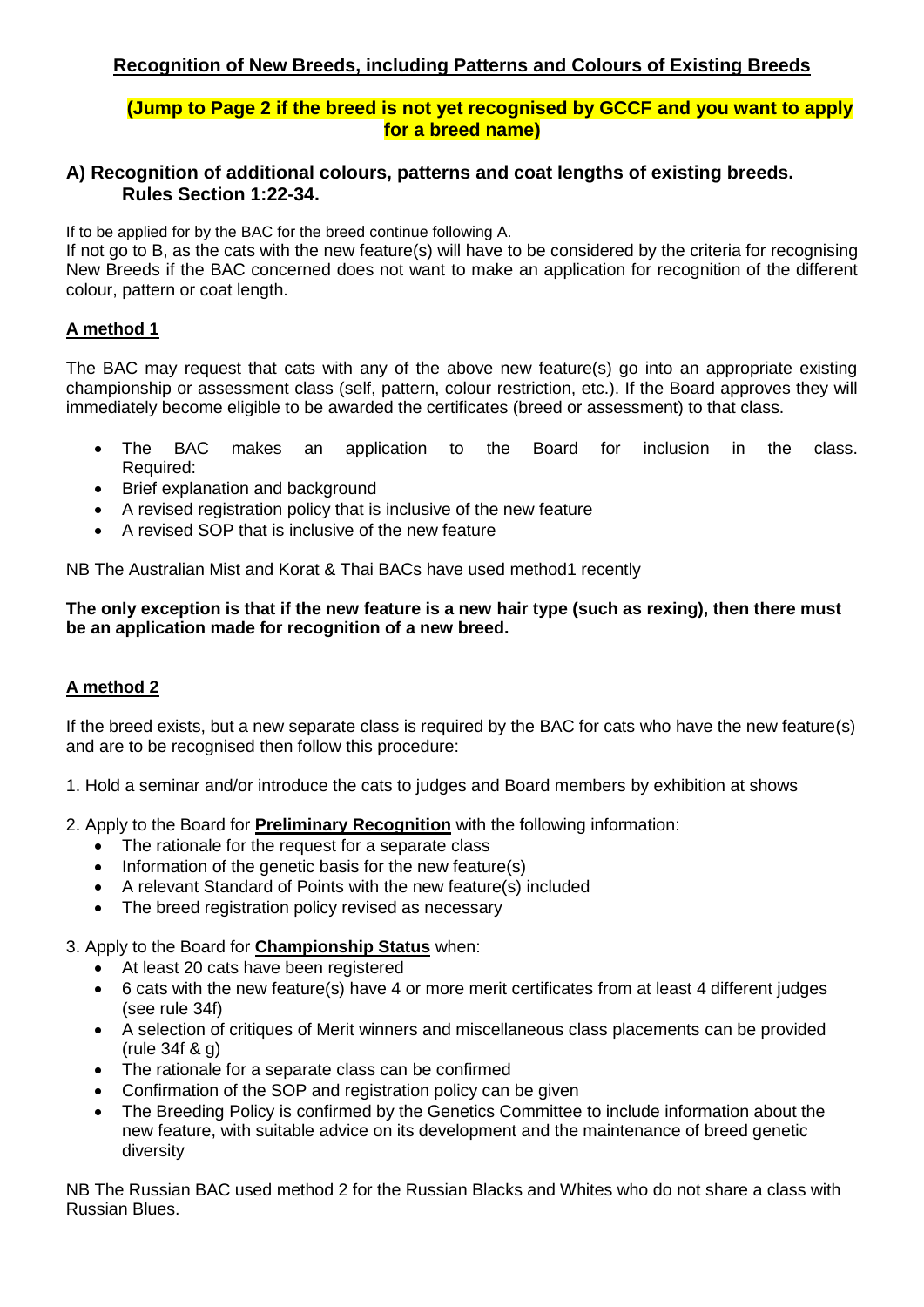## Recognition of New Breeds, including Patterns and Colours of Existing Breeds

**(Jump to Page 2 if the breed is not yet recognised by GCCF and you want to apply for a breed name)**

### A) Recognition of additional colours, patterns and coat lengths of existing breeds. Rules Section 1:22-34.

If to be applied for by the BAC for the breed continue following A.
If not go to B, as the cats with the new feature(s) will have to be considered by the criteria for recognising New Breeds if the BAC concerned does not want to make an application for recognition of the different colour, pattern or coat length.

**A method 1**

The BAC may request that cats with any of the above new feature(s) go into an appropriate existing championship or assessment class (self, pattern, colour restriction, etc.). If the Board approves they will immediately become eligible to be awarded the certificates (breed or assessment) to that class.

- The BAC makes an application to the Board for inclusion in the class. Required:
- Brief explanation and background
- A revised registration policy that is inclusive of the new feature
- A revised SOP that is inclusive of the new feature

NB The Australian Mist and Korat & Thai BACs have used method1 recently

**The only exception is that if the new feature is a new hair type (such as rexing), then there must be an application made for recognition of a new breed.**

**A method 2**

If the breed exists, but a new separate class is required by the BAC for cats who have the new feature(s) and are to be recognised then follow this procedure:

1. Hold a seminar and/or introduce the cats to judges and Board members by exhibition at shows

2. Apply to the Board for **Preliminary Recognition** with the following information:
   - The rationale for the request for a separate class
   - Information of the genetic basis for the new feature(s)
   - A relevant Standard of Points with the new feature(s) included
   - The breed registration policy revised as necessary

3. Apply to the Board for **Championship Status** when:
   - At least 20 cats have been registered
   - 6 cats with the new feature(s) have 4 or more merit certificates from at least 4 different judges (see rule 34f)
   - A selection of critiques of Merit winners and miscellaneous class placements can be provided (rule 34f & g)
   - The rationale for a separate class can be confirmed
   - Confirmation of the SOP and registration policy can be given
   - The Breeding Policy is confirmed by the Genetics Committee to include information about the new feature, with suitable advice on its development and the maintenance of breed genetic diversity

NB The Russian BAC used method 2 for the Russian Blacks and Whites who do not share a class with Russian Blues.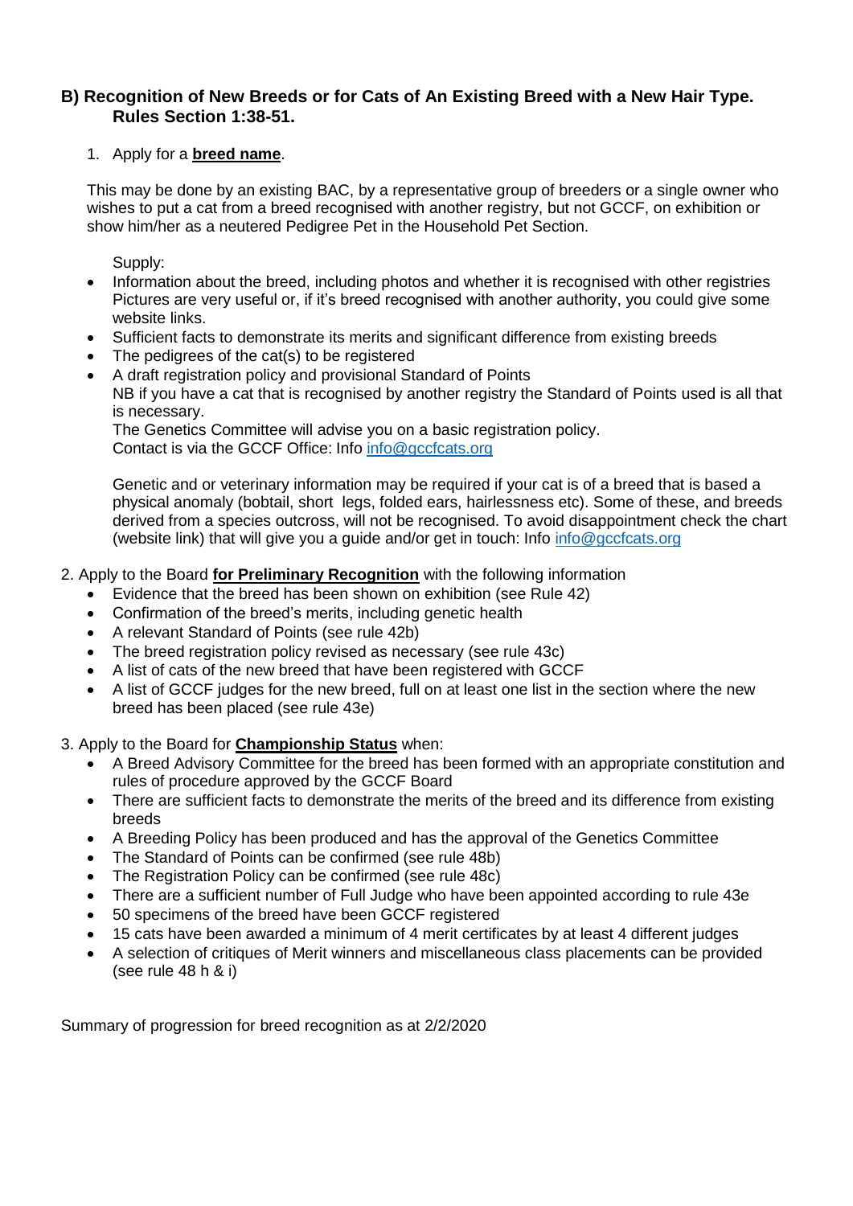### B) Recognition of New Breeds or for Cats of An Existing Breed with a New Hair Type. Rules Section 1:38-51.

1. Apply for a **breed name**.

   This may be done by an existing BAC, by a representative group of breeders or a single owner who wishes to put a cat from a breed recognised with another registry, but not GCCF, on exhibition or show him/her as a neutered Pedigree Pet in the Household Pet Section.

   Supply:

   - Information about the breed, including photos and whether it is recognised with other registries Pictures are very useful or, if it's breed recognised with another authority, you could give some website links.
   - Sufficient facts to demonstrate its merits and significant difference from existing breeds
   - The pedigrees of the cat(s) to be registered
   - A draft registration policy and provisional Standard of Points
     NB if you have a cat that is recognised by another registry the Standard of Points used is all that is necessary.
     The Genetics Committee will advise you on a basic registration policy.
     Contact is via the GCCF Office: Info [info@gccfcats.org](mailto:info@gccfcats.org)

   Genetic and or veterinary information may be required if your cat is of a breed that is based a physical anomaly (bobtail, short legs, folded ears, hairlessness etc). Some of these, and breeds derived from a species outcross, will not be recognised. To avoid disappointment check the chart (website link) that will give you a guide and/or get in touch: Info [info@gccfcats.org](mailto:info@gccfcats.org)

2. Apply to the Board **for Preliminary Recognition** with the following information
   - Evidence that the breed has been shown on exhibition (see Rule 42)
   - Confirmation of the breed's merits, including genetic health
   - A relevant Standard of Points (see rule 42b)
   - The breed registration policy revised as necessary (see rule 43c)
   - A list of cats of the new breed that have been registered with GCCF
   - A list of GCCF judges for the new breed, full on at least one list in the section where the new breed has been placed (see rule 43e)

3. Apply to the Board for **Championship Status** when:
   - A Breed Advisory Committee for the breed has been formed with an appropriate constitution and rules of procedure approved by the GCCF Board
   - There are sufficient facts to demonstrate the merits of the breed and its difference from existing breeds
   - A Breeding Policy has been produced and has the approval of the Genetics Committee
   - The Standard of Points can be confirmed (see rule 48b)
   - The Registration Policy can be confirmed (see rule 48c)
   - There are a sufficient number of Full Judge who have been appointed according to rule 43e
   - 50 specimens of the breed have been GCCF registered
   - 15 cats have been awarded a minimum of 4 merit certificates by at least 4 different judges
   - A selection of critiques of Merit winners and miscellaneous class placements can be provided (see rule 48 h & i)

Summary of progression for breed recognition as at 2/2/2020